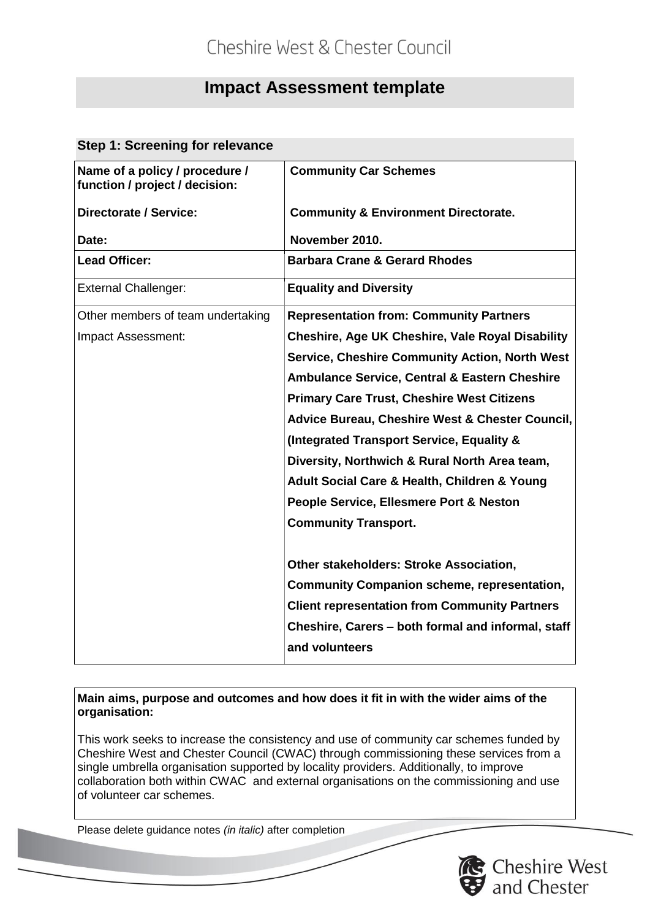Cheshire West & Chester Council

# Impact Assessment template

## Step 1: Screening for relevance

| | |
|---|---|
| **Name of a policy / procedure / function / project / decision:** | **Community Car Schemes** |
| **Directorate / Service:** | **Community & Environment Directorate.** |
| **Date:** | **November 2010.** |
| **Lead Officer:** | **Barbara Crane & Gerard Rhodes** |
| External Challenger: | **Equality and Diversity** |
| Other members of team undertaking Impact Assessment: | **Representation from: Community Partners Cheshire, Age UK Cheshire, Vale Royal Disability Service, Cheshire Community Action, North West Ambulance Service, Central & Eastern Cheshire Primary Care Trust, Cheshire West Citizens Advice Bureau, Cheshire West & Chester Council, (Integrated Transport Service, Equality & Diversity, Northwich & Rural North Area team, Adult Social Care & Health, Children & Young People Service, Ellesmere Port & Neston Community Transport.**<br><br>**Other stakeholders: Stroke Association, Community Companion scheme, representation, Client representation from Community Partners Cheshire, Carers – both formal and informal, staff and volunteers** |

**Main aims, purpose and outcomes and how does it fit in with the wider aims of the organisation:**

This work seeks to increase the consistency and use of community car schemes funded by Cheshire West and Chester Council (CWAC) through commissioning these services from a single umbrella organisation supported by locality providers. Additionally, to improve collaboration both within CWAC and external organisations on the commissioning and use of volunteer car schemes.

Please delete guidance notes *(in italic)* after completion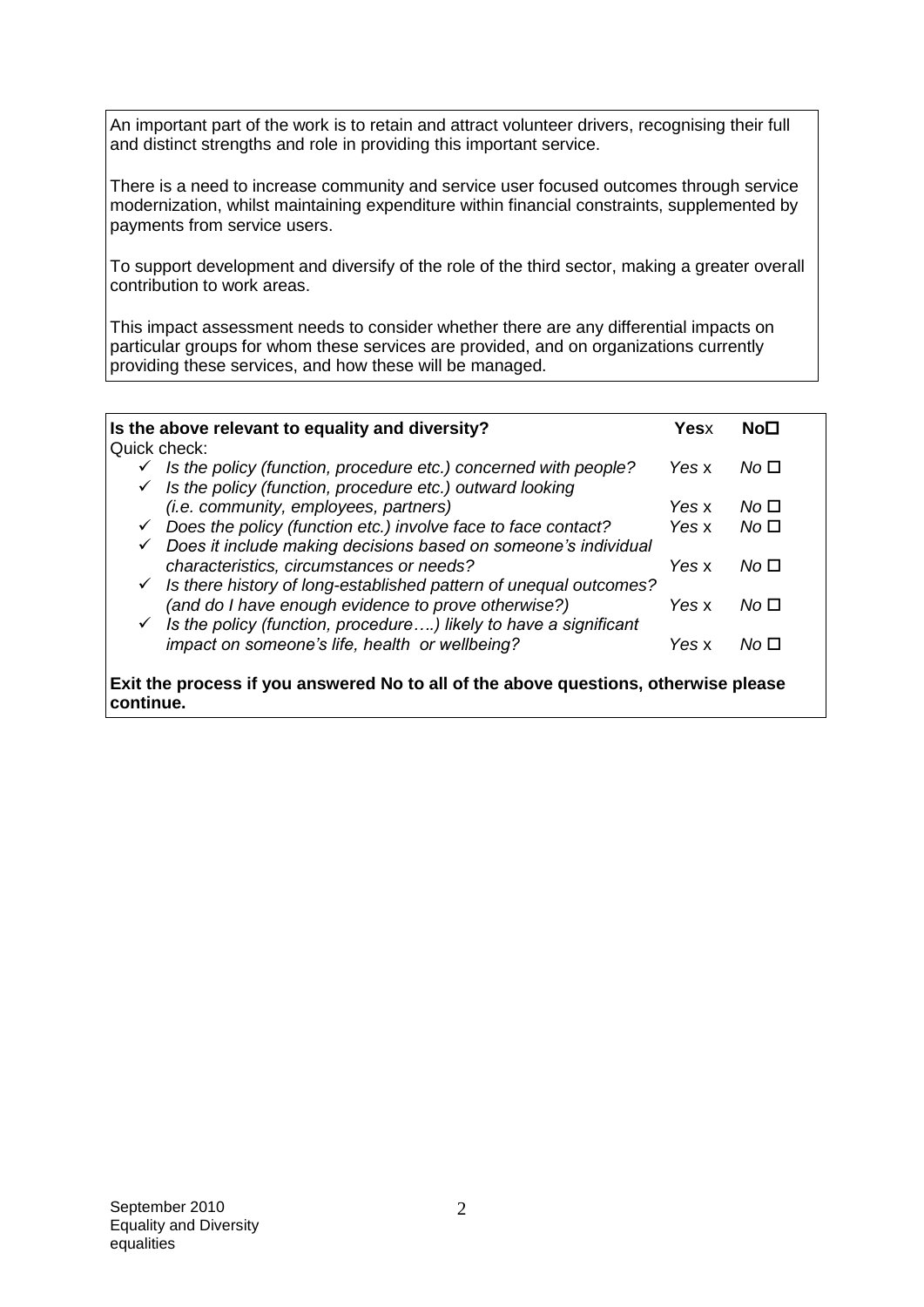An important part of the work is to retain and attract volunteer drivers, recognising their full and distinct strengths and role in providing this important service.

There is a need to increase community and service user focused outcomes through service modernization, whilst maintaining expenditure within financial constraints, supplemented by payments from service users.

To support development and diversify of the role of the third sector, making a greater overall contribution to work areas.

This impact assessment needs to consider whether there are any differential impacts on particular groups for whom these services are provided, and on organizations currently providing these services, and how these will be managed.

| **Is the above relevant to equality and diversity?** | **Yes**x | **No**☐ |
|---|---|---|
| Quick check: | | |
| ✓ *Is the policy (function, procedure etc.) concerned with people?* | *Yes* x | *No* ☐ |
| ✓ *Is the policy (function, procedure etc.) outward looking (i.e. community, employees, partners)* | *Yes* x | *No* ☐ |
| ✓ *Does the policy (function etc.) involve face to face contact?* | *Yes* x | *No* ☐ |
| ✓ *Does it include making decisions based on someone's individual characteristics, circumstances or needs?* | *Yes* x | *No* ☐ |
| ✓ *Is there history of long-established pattern of unequal outcomes? (and do I have enough evidence to prove otherwise?)* | *Yes* x | *No* ☐ |
| ✓ *Is the policy (function, procedure….) likely to have a significant impact on someone's life, health or wellbeing?* | *Yes* x | *No* ☐ |

**Exit the process if you answered No to all of the above questions, otherwise please continue.**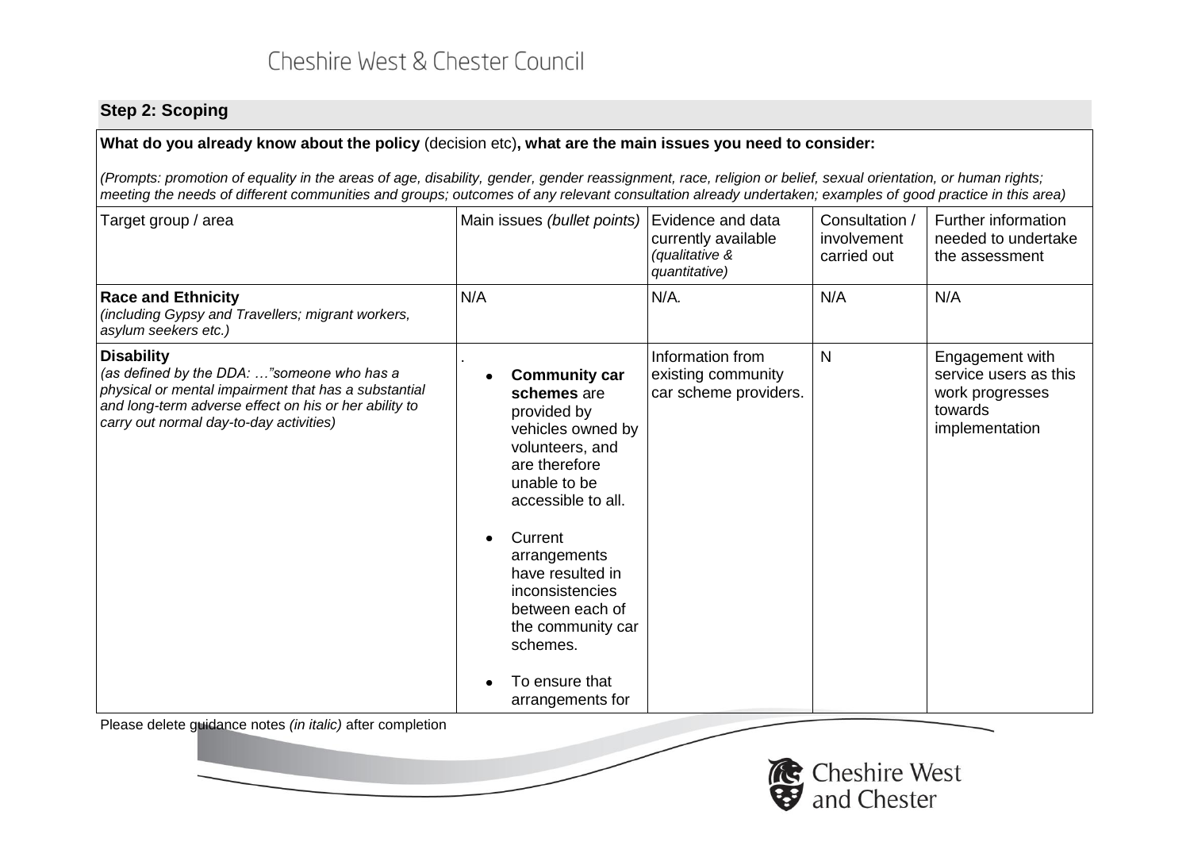## Step 2: Scoping

**What do you already know about the policy** (decision etc)**, what are the main issues you need to consider:**

*(Prompts: promotion of equality in the areas of age, disability, gender, gender reassignment, race, religion or belief, sexual orientation, or human rights; meeting the needs of different communities and groups; outcomes of any relevant consultation already undertaken; examples of good practice in this area)*

| Target group / area | Main issues *(bullet points)* | Evidence and data currently available *(qualitative & quantitative)* | Consultation / involvement carried out | Further information needed to undertake the assessment |
|---|---|---|---|---|
| **Race and Ethnicity** *(including Gypsy and Travellers; migrant workers, asylum seekers etc.)* | N/A | N/A. | N/A | N/A |
| **Disability** *(as defined by the DDA: …"someone who has a physical or mental impairment that has a substantial and long-term adverse effect on his or her ability to carry out normal day-to-day activities)* | . <br>• **Community car schemes** are provided by vehicles owned by volunteers, and are therefore unable to be accessible to all.<br>• Current arrangements have resulted in inconsistencies between each of the community car schemes.<br>• To ensure that arrangements for | Information from existing community car scheme providers. | N | Engagement with service users as this work progresses towards implementation |

Please delete guidance notes *(in italic)* after completion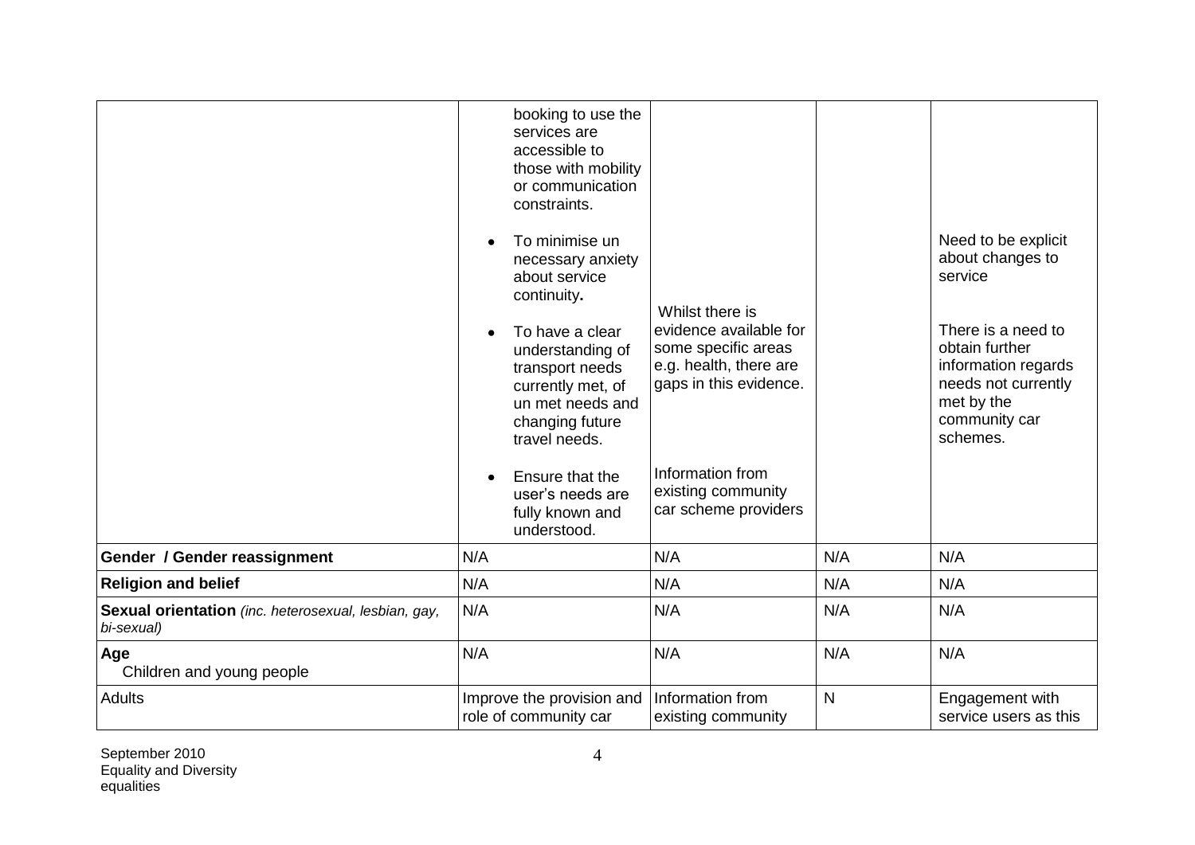| | | | | |
|---|---|---|---|---|
| | booking to use the services are accessible to those with mobility or communication constraints.<br><br>• To minimise un necessary anxiety about service continuity**.**<br><br>• To have a clear understanding of transport needs currently met, of un met needs and changing future travel needs.<br><br>• Ensure that the user's needs are fully known and understood. | Whilst there is evidence available for some specific areas e.g. health, there are gaps in this evidence.<br><br>Information from existing community car scheme providers | | Need to be explicit about changes to service<br><br>There is a need to obtain further information regards needs not currently met by the community car schemes. |
| **Gender / Gender reassignment** | N/A | N/A | N/A | N/A |
| **Religion and belief** | N/A | N/A | N/A | N/A |
| **Sexual orientation** *(inc. heterosexual, lesbian, gay, bi-sexual)* | N/A | N/A | N/A | N/A |
| **Age**<br>Children and young people | N/A | N/A | N/A | N/A |
| Adults | Improve the provision and role of community car | Information from existing community | N | Engagement with service users as this |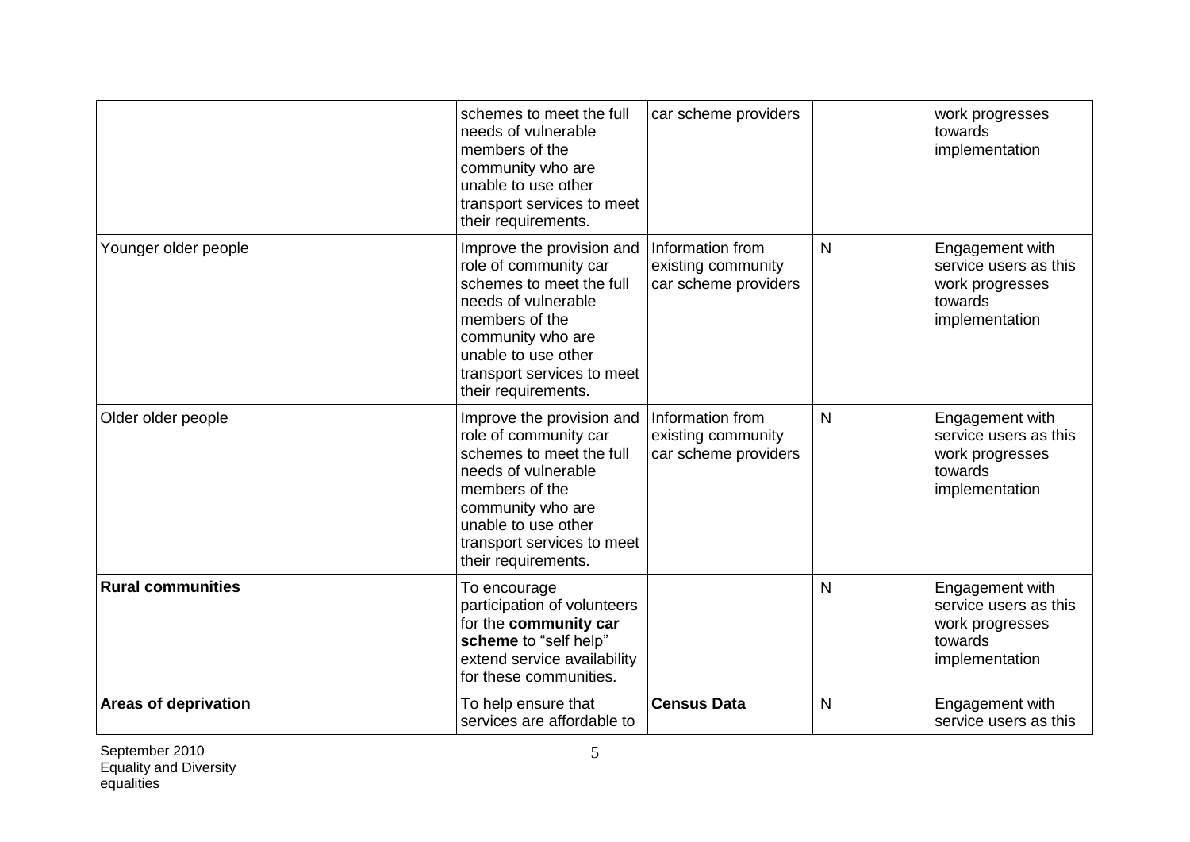| | | | | |
|---|---|---|---|---|
| | schemes to meet the full needs of vulnerable members of the community who are unable to use other transport services to meet their requirements. | car scheme providers | | work progresses towards implementation |
| Younger older people | Improve the provision and role of community car schemes to meet the full needs of vulnerable members of the community who are unable to use other transport services to meet their requirements. | Information from existing community car scheme providers | N | Engagement with service users as this work progresses towards implementation |
| Older older people | Improve the provision and role of community car schemes to meet the full needs of vulnerable members of the community who are unable to use other transport services to meet their requirements. | Information from existing community car scheme providers | N | Engagement with service users as this work progresses towards implementation |
| **Rural communities** | To encourage participation of volunteers for the **community car scheme** to "self help" extend service availability for these communities. | | N | Engagement with service users as this work progresses towards implementation |
| **Areas of deprivation** | To help ensure that services are affordable to | **Census Data** | N | Engagement with service users as this |

September 2010
Equality and Diversity
equalities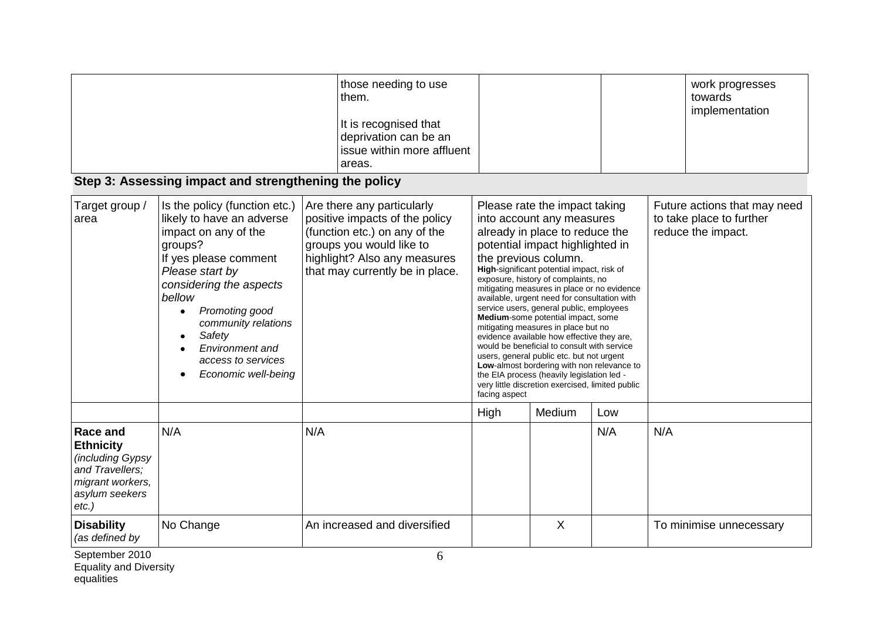| | those needing to use them.<br><br>It is recognised that deprivation can be an issue within more affluent areas. | | | work progresses towards implementation |
|---|---|---|---|---|

### Step 3: Assessing impact and strengthening the policy

| Target group / area | Is the policy (function etc.) likely to have an adverse impact on any of the groups?<br>If yes please comment<br>*Please start by considering the aspects bellow*<br>• *Promoting good community relations*<br>• *Safety*<br>• *Environment and access to services*<br>• *Economic well-being* | Are there any particularly positive impacts of the policy (function etc.) on any of the groups you would like to highlight? Also any measures that may currently be in place. | Please rate the impact taking into account any measures already in place to reduce the potential impact highlighted in the previous column.<br>**High**-significant potential impact, risk of exposure, history of complaints, no mitigating measures in place or no evidence available, urgent need for consultation with service users, general public, employees<br>**Medium**-some potential impact, some mitigating measures in place but no evidence available how effective they are, would be beneficial to consult with service users, general public etc. but not urgent<br>**Low**-almost bordering with non relevance to the EIA process (heavily legislation led - very little discretion exercised, limited public facing aspect | | | Future actions that may need to take place to further reduce the impact. |
|---|---|---|---|---|---|---|
| | | | High | Medium | Low | |
| **Race and Ethnicity** *(including Gypsy and Travellers; migrant workers, asylum seekers etc.)* | N/A | N/A | | | N/A | N/A |
| **Disability** *(as defined by* | No Change | An increased and diversified | | X | | To minimise unnecessary |

September 2010
Equality and Diversity
equalities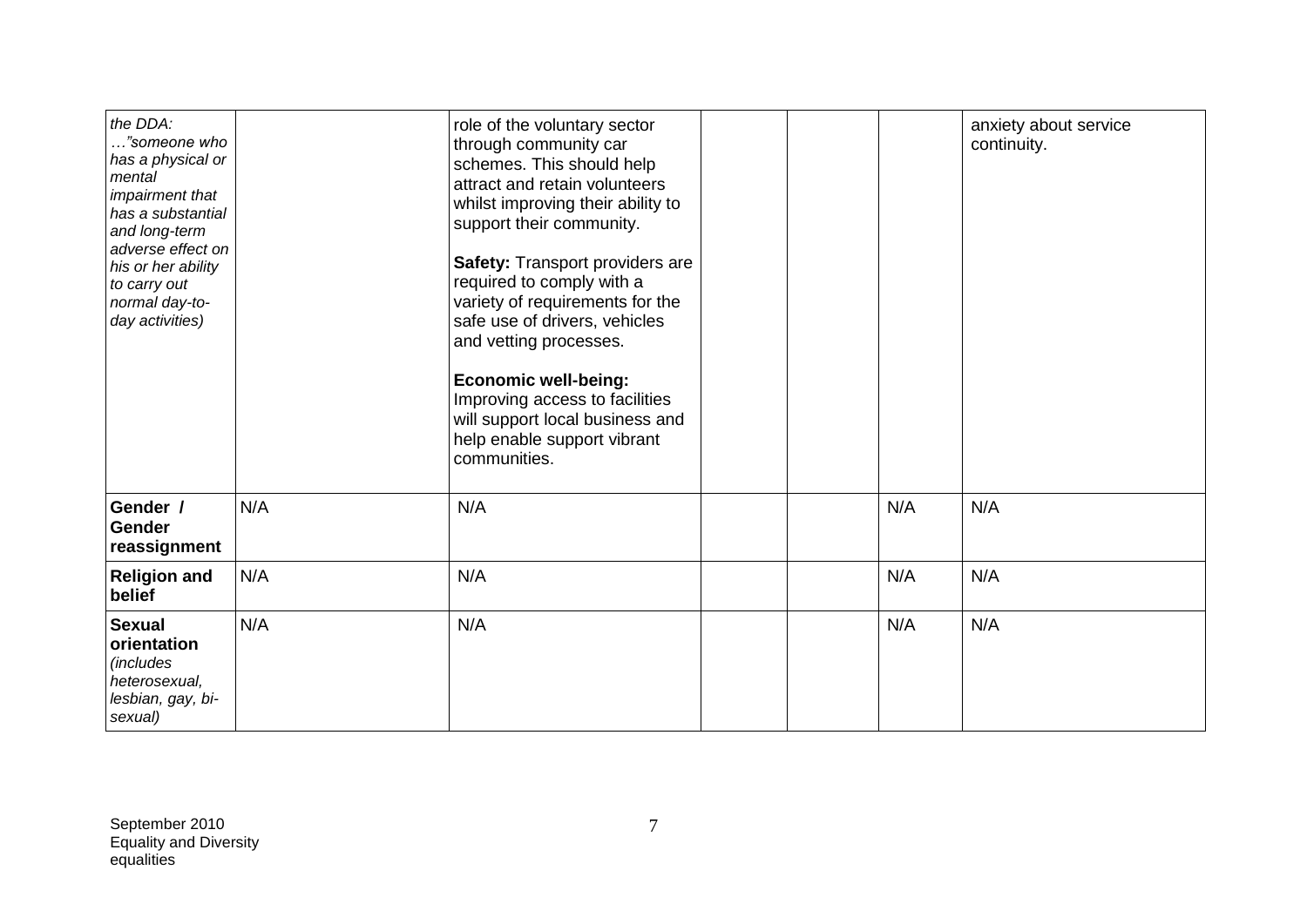| | | | | | | |
|---|---|---|---|---|---|---|
| *the DDA: …"someone who has a physical or mental impairment that has a substantial and long-term adverse effect on his or her ability to carry out normal day-to-day activities)* | | role of the voluntary sector through community car schemes. This should help attract and retain volunteers whilst improving their ability to support their community.<br><br>**Safety:** Transport providers are required to comply with a variety of requirements for the safe use of drivers, vehicles and vetting processes.<br><br>**Economic well-being:** Improving access to facilities will support local business and help enable support vibrant communities. | | | | anxiety about service continuity. |
| **Gender / Gender reassignment** | N/A | N/A | | | N/A | N/A |
| **Religion and belief** | N/A | N/A | | | N/A | N/A |
| **Sexual orientation** *(includes heterosexual, lesbian, gay, bi-sexual)* | N/A | N/A | | | N/A | N/A |

September 2010
Equality and Diversity
equalities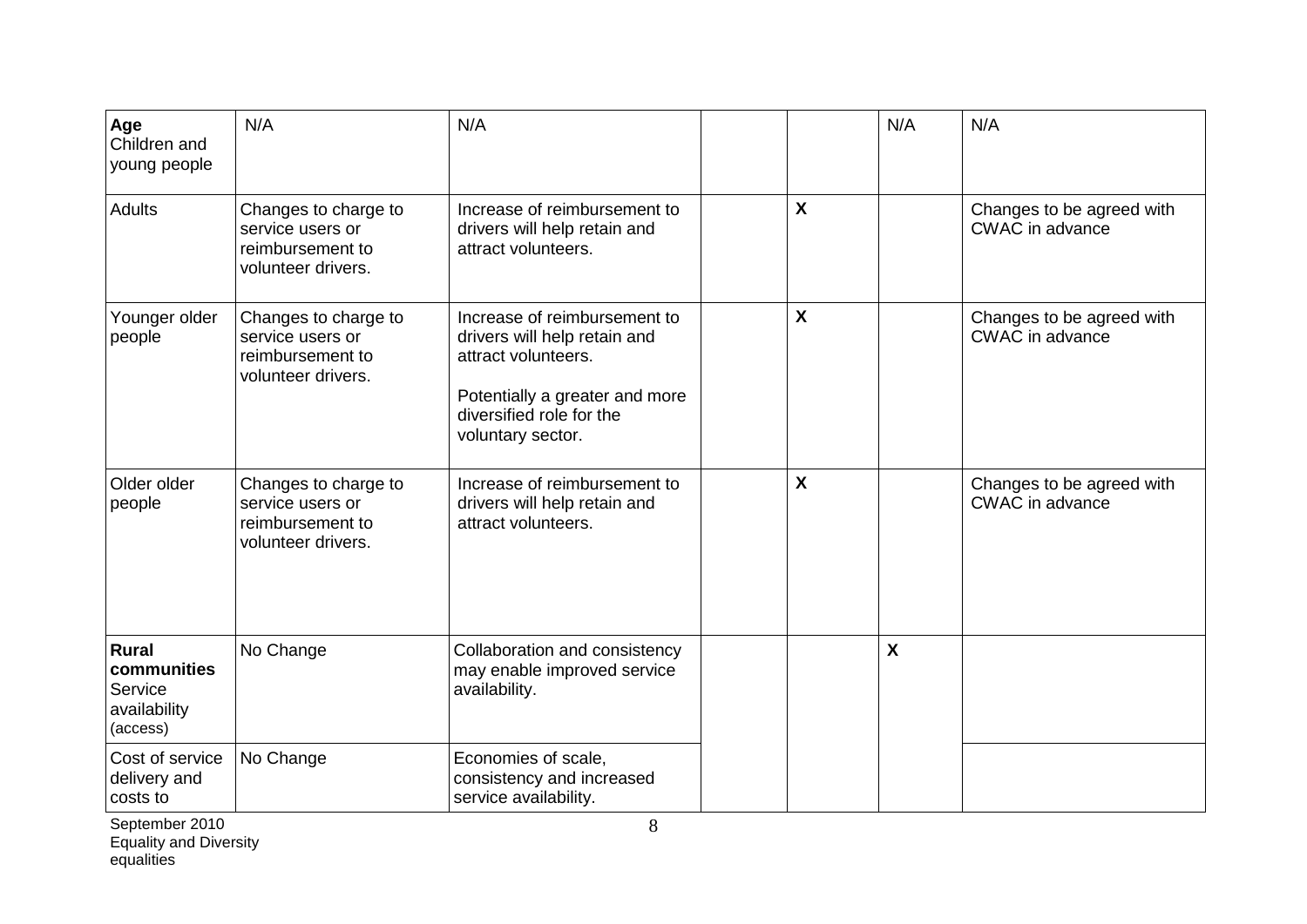| | | | | | | |
|---|---|---|---|---|---|---|
| **Age** Children and young people | N/A | N/A | | | N/A | N/A |
| Adults | Changes to charge to service users or reimbursement to volunteer drivers. | Increase of reimbursement to drivers will help retain and attract volunteers. | | **X** | | Changes to be agreed with CWAC in advance |
| Younger older people | Changes to charge to service users or reimbursement to volunteer drivers. | Increase of reimbursement to drivers will help retain and attract volunteers.<br><br>Potentially a greater and more diversified role for the voluntary sector. | | **X** | | Changes to be agreed with CWAC in advance |
| Older older people | Changes to charge to service users or reimbursement to volunteer drivers. | Increase of reimbursement to drivers will help retain and attract volunteers. | | **X** | | Changes to be agreed with CWAC in advance |
| **Rural communities** Service availability (access) | No Change | Collaboration and consistency may enable improved service availability. | | | **X** | |
| Cost of service delivery and costs to | No Change | Economies of scale, consistency and increased service availability. | | | | |

September 2010
Equality and Diversity equalities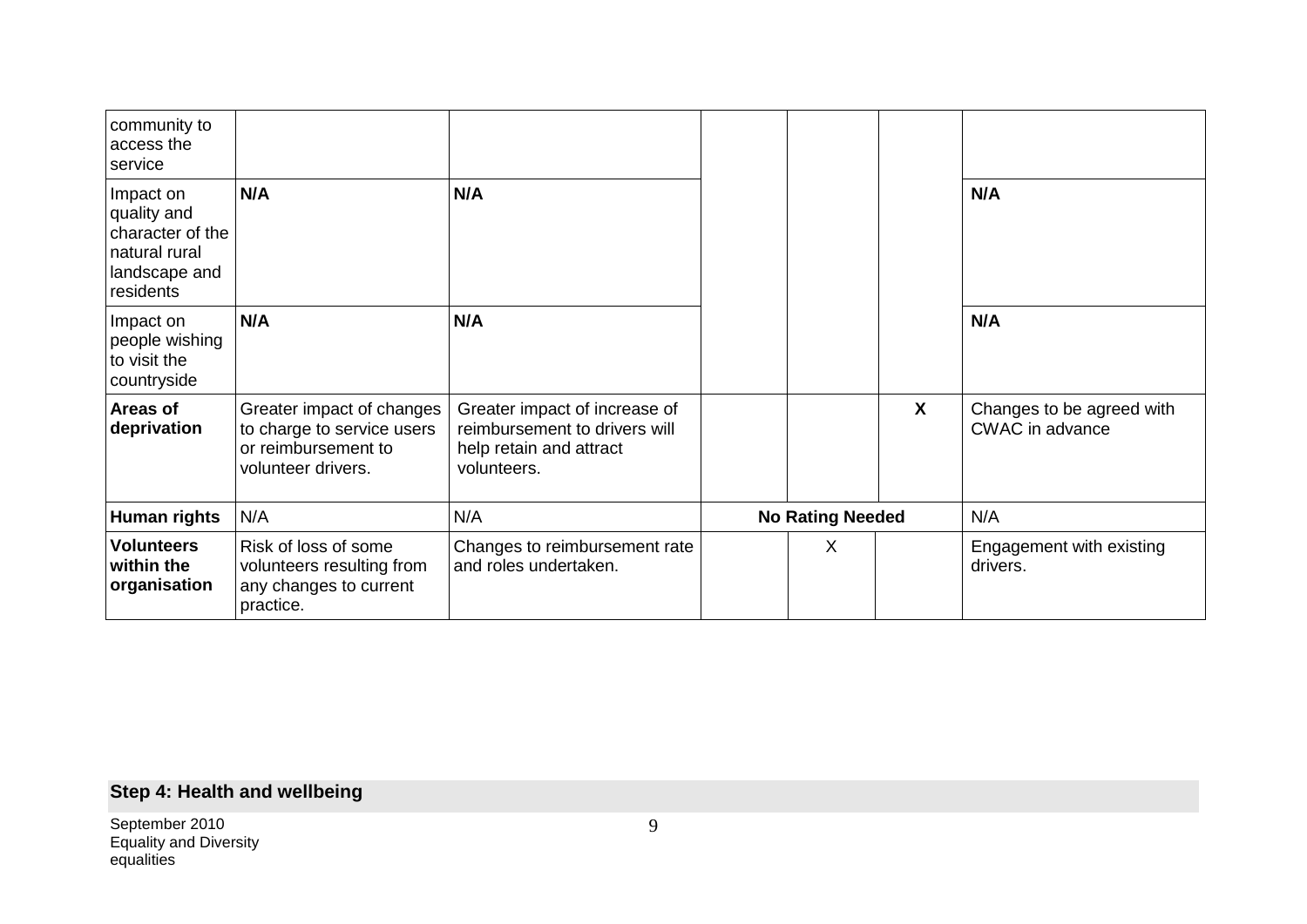| | | | | | | |
|---|---|---|---|---|---|---|
| community to access the service | | | | | | |
| Impact on quality and character of the natural rural landscape and residents | **N/A** | **N/A** | | | | **N/A** |
| Impact on people wishing to visit the countryside | **N/A** | **N/A** | | | | **N/A** |
| **Areas of deprivation** | Greater impact of changes to charge to service users or reimbursement to volunteer drivers. | Greater impact of increase of reimbursement to drivers will help retain and attract volunteers. | | | **X** | Changes to be agreed with CWAC in advance |
| **Human rights** | N/A | N/A | **No Rating Needed** | | | N/A |
| **Volunteers within the organisation** | Risk of loss of some volunteers resulting from any changes to current practice. | Changes to reimbursement rate and roles undertaken. | | X | | Engagement with existing drivers. |

## Step 4: Health and wellbeing

September 2010
Equality and Diversity
equalities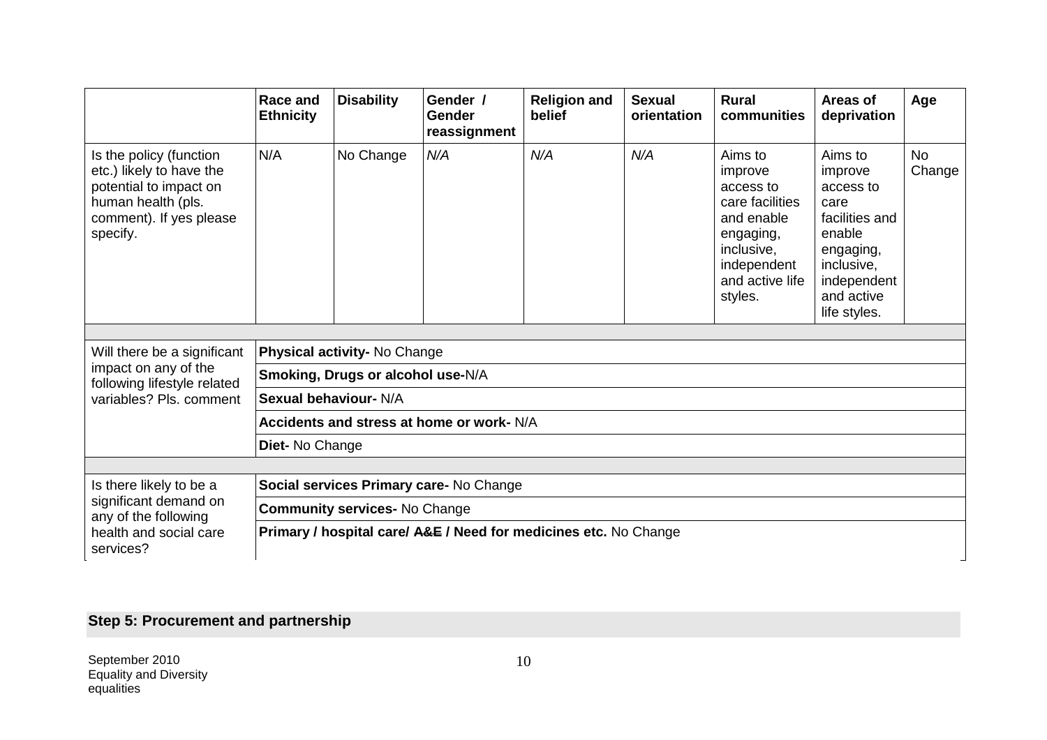| | Race and Ethnicity | Disability | Gender / Gender reassignment | Religion and belief | Sexual orientation | Rural communities | Areas of deprivation | Age |
|---|---|---|---|---|---|---|---|---|
| Is the policy (function etc.) likely to have the potential to impact on human health (pls. comment). If yes please specify. | N/A | No Change | *N/A* | *N/A* | *N/A* | Aims to improve access to care facilities and enable engaging, inclusive, independent and active life styles. | Aims to improve access to care facilities and enable engaging, inclusive, independent and active life styles. | No Change |
| | | | | | | | | |
| Will there be a significant impact on any of the following lifestyle related variables? Pls. comment | **Physical activity-** No Change | | | | | | | |
| | **Smoking, Drugs or alcohol use-**N/A | | | | | | | |
| | **Sexual behaviour-** N/A | | | | | | | |
| | **Accidents and stress at home or work-** N/A | | | | | | | |
| | **Diet-** No Change | | | | | | | |
| | | | | | | | | |
| Is there likely to be a significant demand on any of the following health and social care services? | **Social services Primary care-** No Change | | | | | | | |
| | **Community services-** No Change | | | | | | | |
| | **Primary / hospital care/ ~~A&E~~ / Need for medicines etc.** No Change | | | | | | | |

## Step 5: Procurement and partnership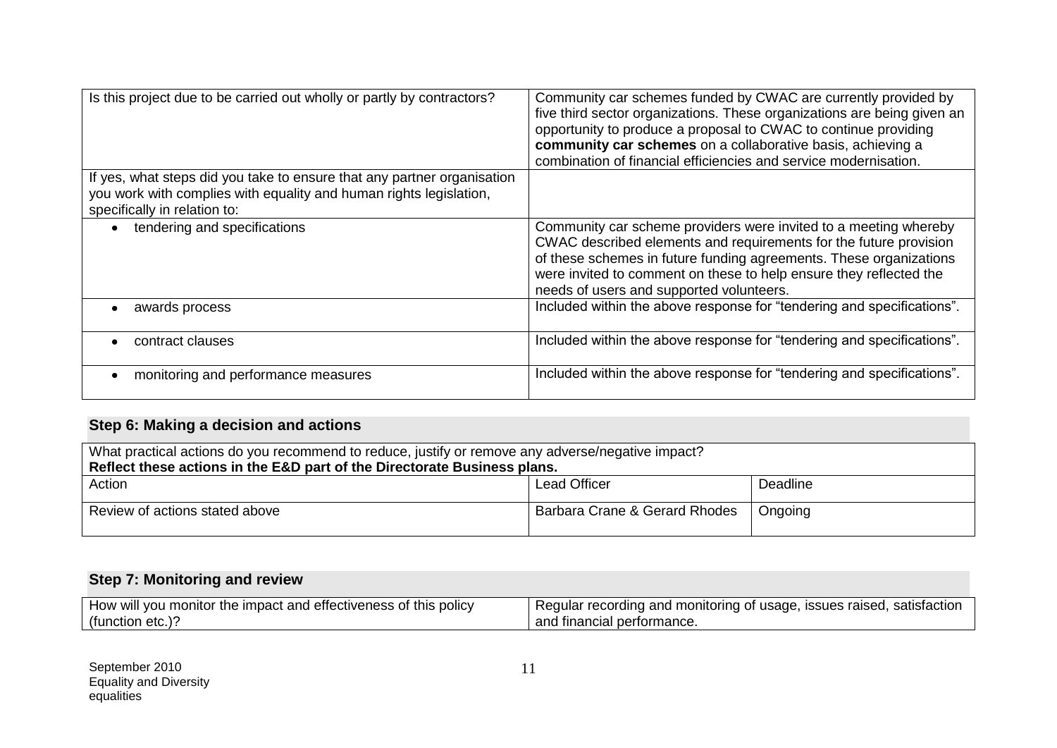| Is this project due to be carried out wholly or partly by contractors? | Community car schemes funded by CWAC are currently provided by five third sector organizations. These organizations are being given an opportunity to produce a proposal to CWAC to continue providing **community car schemes** on a collaborative basis, achieving a combination of financial efficiencies and service modernisation. |
|---|---|
| If yes, what steps did you take to ensure that any partner organisation you work with complies with equality and human rights legislation, specifically in relation to: | |
| • tendering and specifications | Community car scheme providers were invited to a meeting whereby CWAC described elements and requirements for the future provision of these schemes in future funding agreements. These organizations were invited to comment on these to help ensure they reflected the needs of users and supported volunteers. |
| • awards process | Included within the above response for "tendering and specifications". |
| • contract clauses | Included within the above response for "tendering and specifications". |
| • monitoring and performance measures | Included within the above response for "tendering and specifications". |

## Step 6: Making a decision and actions

What practical actions do you recommend to reduce, justify or remove any adverse/negative impact?
**Reflect these actions in the E&D part of the Directorate Business plans.**

| Action | Lead Officer | Deadline |
|---|---|---|
| Review of actions stated above | Barbara Crane & Gerard Rhodes | Ongoing |

## Step 7: Monitoring and review

| How will you monitor the impact and effectiveness of this policy (function etc.)? | Regular recording and monitoring of usage, issues raised, satisfaction and financial performance. |
|---|---|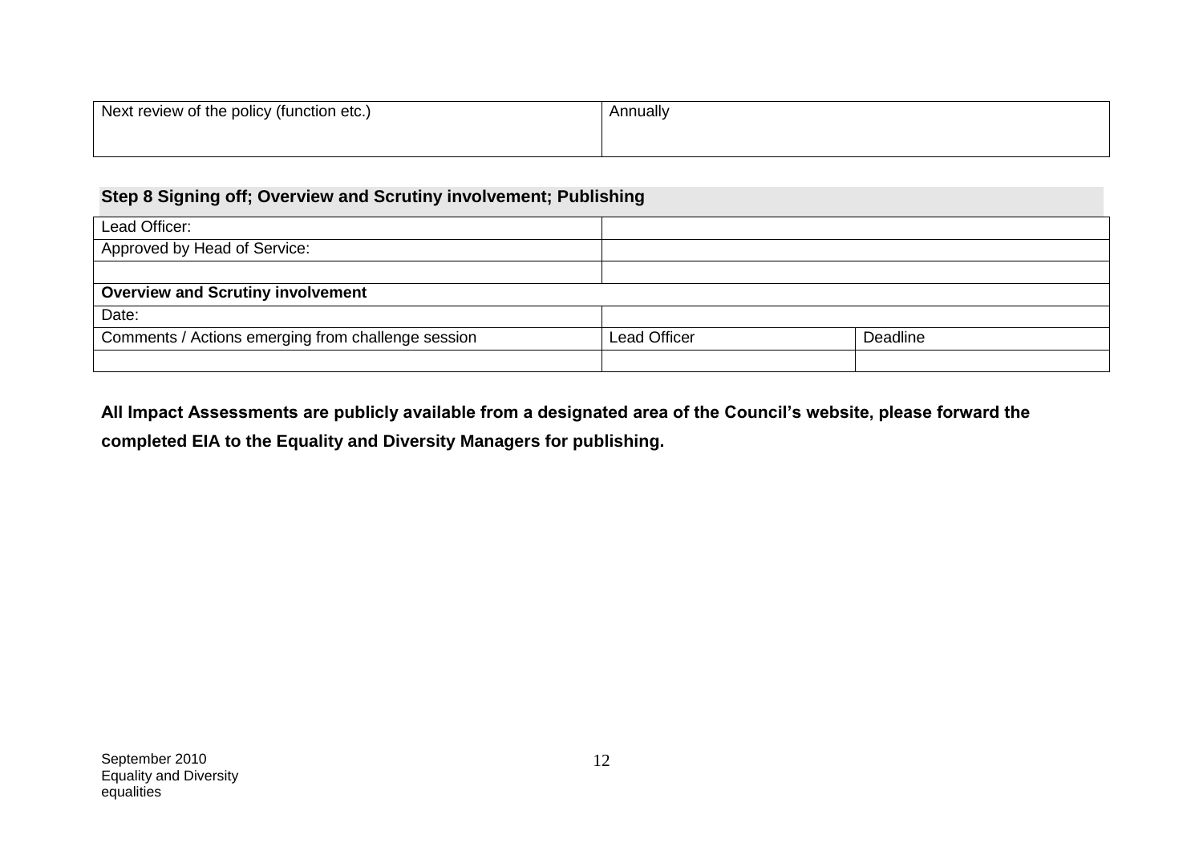| | |
|---|---|
| Next review of the policy (function etc.) | Annually |

### Step 8 Signing off; Overview and Scrutiny involvement; Publishing

| | | |
|---|---|---|
| Lead Officer: | | |
| Approved by Head of Service: | | |
| | | |
| **Overview and Scrutiny involvement** | | |
| Date: | | |
| Comments / Actions emerging from challenge session | Lead Officer | Deadline |
| | | |

**All Impact Assessments are publicly available from a designated area of the Council's website, please forward the completed EIA to the Equality and Diversity Managers for publishing.**